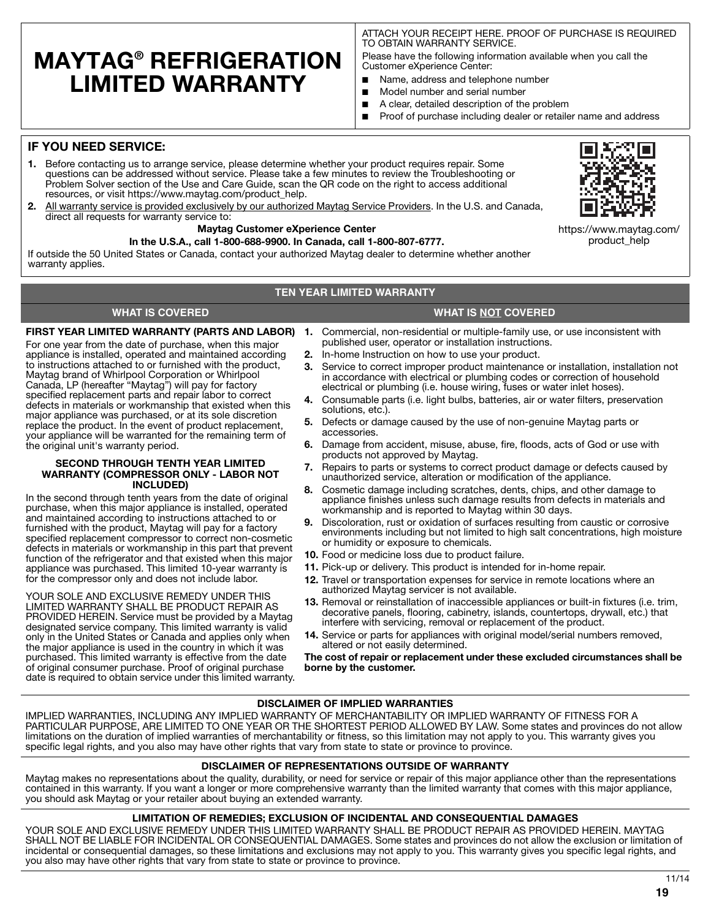# MAYTAG® REFRIGERATION LIMITED WARRANTY

ATTACH YOUR RECEIPT HERE. PROOF OF PURCHASE IS REQUIRED TO OBTAIN WARRANTY SERVICE.

Please have the following information available when you call the Customer eXperience Center:

- Name, address and telephone number
- Model number and serial number
- A clear, detailed description of the problem
- Proof of purchase including dealer or retailer name and address

## IF YOU NEED SERVICE:

1. Before contacting us to arrange service, please determine whether your product requires repair. Some questions can be addressed without service. Please take a few minutes to review the Troubleshooting or Problem Solver section of the Use and Care Guide, scan the QR code on the right to access additional resources, or visit https://www.maytag.com/product_help.
2. All warranty service is provided exclusively by our authorized Maytag Service Providers. In the U.S. and Canada, direct all requests for warranty service to:

**Maytag Customer eXperience Center**

**In the U.S.A., call 1-800-688-9900. In Canada, call 1-800-807-6777.**

If outside the 50 United States or Canada, contact your authorized Maytag dealer to determine whether another warranty applies.

https://www.maytag.com/product_help

## TEN YEAR LIMITED WARRANTY

### WHAT IS COVERED

**FIRST YEAR LIMITED WARRANTY (PARTS AND LABOR)**

For one year from the date of purchase, when this major appliance is installed, operated and maintained according to instructions attached to or furnished with the product, Maytag brand of Whirlpool Corporation or Whirlpool Canada, LP (hereafter "Maytag") will pay for factory specified replacement parts and repair labor to correct defects in materials or workmanship that existed when this major appliance was purchased, or at its sole discretion replace the product. In the event of product replacement, your appliance will be warranted for the remaining term of the original unit's warranty period.

**SECOND THROUGH TENTH YEAR LIMITED WARRANTY (COMPRESSOR ONLY - LABOR NOT INCLUDED)**

In the second through tenth years from the date of original purchase, when this major appliance is installed, operated and maintained according to instructions attached to or furnished with the product, Maytag will pay for a factory specified replacement compressor to correct non-cosmetic defects in materials or workmanship in this part that prevent function of the refrigerator and that existed when this major appliance was purchased. This limited 10-year warranty is for the compressor only and does not include labor.

YOUR SOLE AND EXCLUSIVE REMEDY UNDER THIS LIMITED WARRANTY SHALL BE PRODUCT REPAIR AS PROVIDED HEREIN. Service must be provided by a Maytag designated service company. This limited warranty is valid only in the United States or Canada and applies only when the major appliance is used in the country in which it was purchased. This limited warranty is effective from the date of original consumer purchase. Proof of original purchase date is required to obtain service under this limited warranty.

### WHAT IS NOT COVERED

1. Commercial, non-residential or multiple-family use, or use inconsistent with published user, operator or installation instructions.
2. In-home Instruction on how to use your product.
3. Service to correct improper product maintenance or installation, installation not in accordance with electrical or plumbing codes or correction of household electrical or plumbing (i.e. house wiring, fuses or water inlet hoses).
4. Consumable parts (i.e. light bulbs, batteries, air or water filters, preservation solutions, etc.).
5. Defects or damage caused by the use of non-genuine Maytag parts or accessories.
6. Damage from accident, misuse, abuse, fire, floods, acts of God or use with products not approved by Maytag.
7. Repairs to parts or systems to correct product damage or defects caused by unauthorized service, alteration or modification of the appliance.
8. Cosmetic damage including scratches, dents, chips, and other damage to appliance finishes unless such damage results from defects in materials and workmanship and is reported to Maytag within 30 days.
9. Discoloration, rust or oxidation of surfaces resulting from caustic or corrosive environments including but not limited to high salt concentrations, high moisture or humidity or exposure to chemicals.
10. Food or medicine loss due to product failure.
11. Pick-up or delivery. This product is intended for in-home repair.
12. Travel or transportation expenses for service in remote locations where an authorized Maytag servicer is not available.
13. Removal or reinstallation of inaccessible appliances or built-in fixtures (i.e. trim, decorative panels, flooring, cabinetry, islands, countertops, drywall, etc.) that interfere with servicing, removal or replacement of the product.
14. Service or parts for appliances with original model/serial numbers removed, altered or not easily determined.

**The cost of repair or replacement under these excluded circumstances shall be borne by the customer.**

### DISCLAIMER OF IMPLIED WARRANTIES

IMPLIED WARRANTIES, INCLUDING ANY IMPLIED WARRANTY OF MERCHANTABILITY OR IMPLIED WARRANTY OF FITNESS FOR A PARTICULAR PURPOSE, ARE LIMITED TO ONE YEAR OR THE SHORTEST PERIOD ALLOWED BY LAW. Some states and provinces do not allow limitations on the duration of implied warranties of merchantability or fitness, so this limitation may not apply to you. This warranty gives you specific legal rights, and you also may have other rights that vary from state to state or province to province.

### DISCLAIMER OF REPRESENTATIONS OUTSIDE OF WARRANTY

Maytag makes no representations about the quality, durability, or need for service or repair of this major appliance other than the representations contained in this warranty. If you want a longer or more comprehensive warranty than the limited warranty that comes with this major appliance, you should ask Maytag or your retailer about buying an extended warranty.

### LIMITATION OF REMEDIES; EXCLUSION OF INCIDENTAL AND CONSEQUENTIAL DAMAGES

YOUR SOLE AND EXCLUSIVE REMEDY UNDER THIS LIMITED WARRANTY SHALL BE PRODUCT REPAIR AS PROVIDED HEREIN. MAYTAG SHALL NOT BE LIABLE FOR INCIDENTAL OR CONSEQUENTIAL DAMAGES. Some states and provinces do not allow the exclusion or limitation of incidental or consequential damages, so these limitations and exclusions may not apply to you. This warranty gives you specific legal rights, and you also may have other rights that vary from state to state or province to province.

11/14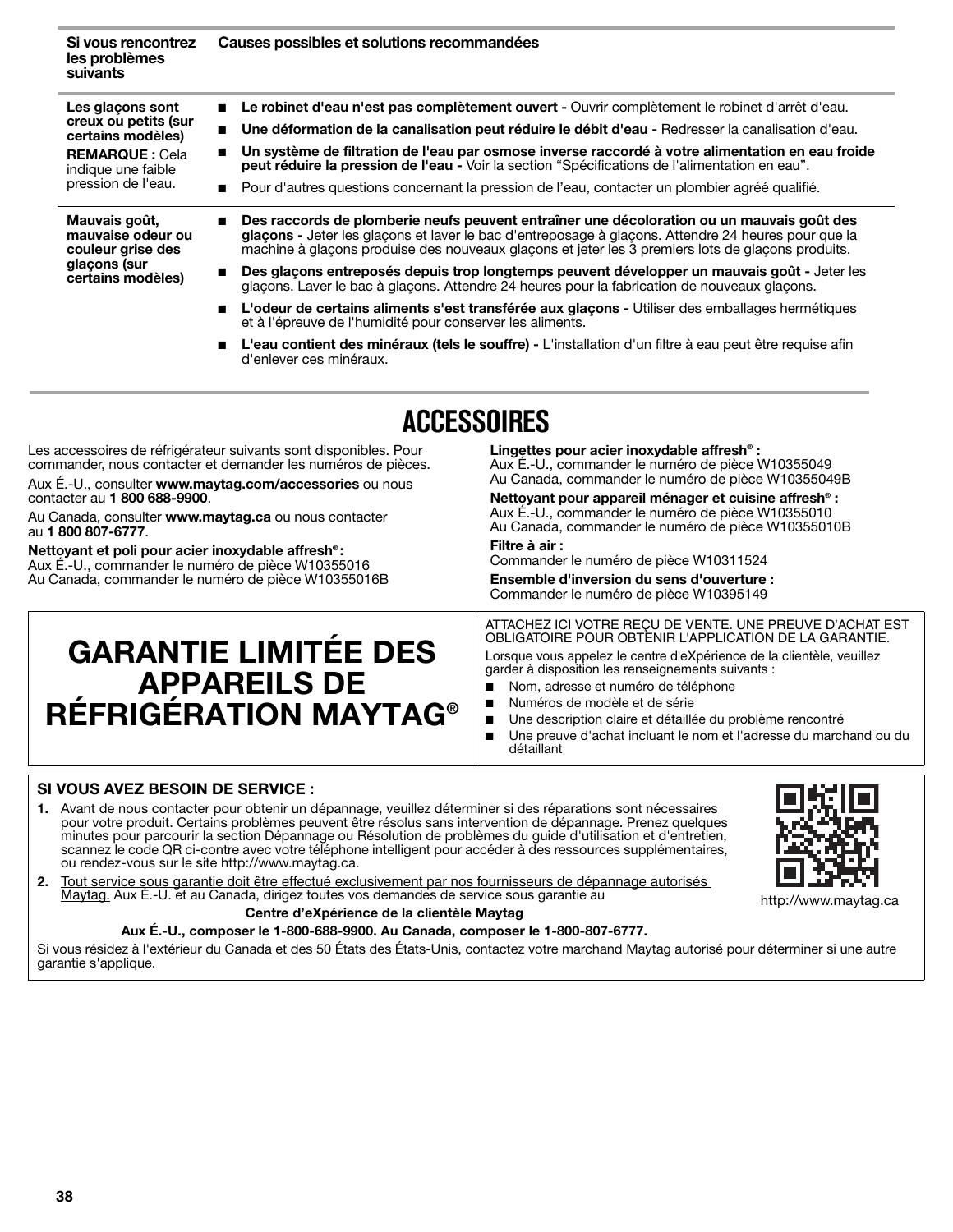| Si vous rencontrez les problèmes suivants | Causes possibles et solutions recommandées |
| --- | --- |
| **Les glaçons sont creux ou petits (sur certains modèles)**<br>**REMARQUE :** Cela indique une faible pression de l'eau. | ■ **Le robinet d'eau n'est pas complètement ouvert -** Ouvrir complètement le robinet d'arrêt d'eau.<br>■ **Une déformation de la canalisation peut réduire le débit d'eau -** Redresser la canalisation d'eau.<br>■ **Un système de filtration de l'eau par osmose inverse raccordé à votre alimentation en eau froide peut réduire la pression de l'eau -** Voir la section "Spécifications de l'alimentation en eau".<br>■ Pour d'autres questions concernant la pression de l'eau, contacter un plombier agréé qualifié. |
| **Mauvais goût, mauvaise odeur ou couleur grise des glaçons (sur certains modèles)** | ■ **Des raccords de plomberie neufs peuvent entraîner une décoloration ou un mauvais goût des glaçons -** Jeter les glaçons et laver le bac d'entreposage à glaçons. Attendre 24 heures pour que la machine à glaçons produise des nouveaux glaçons et jeter les 3 premiers lots de glaçons produits.<br>■ **Des glaçons entreposés depuis trop longtemps peuvent développer un mauvais goût -** Jeter les glaçons. Laver le bac à glaçons. Attendre 24 heures pour la fabrication de nouveaux glaçons.<br>■ **L'odeur de certains aliments s'est transférée aux glaçons -** Utiliser des emballages hermétiques et à l'épreuve de l'humidité pour conserver les aliments.<br>■ **L'eau contient des minéraux (tels le souffre) -** L'installation d'un filtre à eau peut être requise afin d'enlever ces minéraux. |

# ACCESSOIRES

Les accessoires de réfrigérateur suivants sont disponibles. Pour commander, nous contacter et demander les numéros de pièces.

Aux É.-U., consulter **www.maytag.com/accessories** ou nous contacter au **1 800 688-9900**.

Au Canada, consulter **www.maytag.ca** ou nous contacter au **1 800 807-6777**.

**Nettoyant et poli pour acier inoxydable affresh®:**
Aux É.-U., commander le numéro de pièce W10355016
Au Canada, commander le numéro de pièce W10355016B

**Lingettes pour acier inoxydable affresh® :**
Aux É.-U., commander le numéro de pièce W10355049
Au Canada, commander le numéro de pièce W10355049B

**Nettoyant pour appareil ménager et cuisine affresh® :**
Aux É.-U., commander le numéro de pièce W10355010
Au Canada, commander le numéro de pièce W10355010B

**Filtre à air :**
Commander le numéro de pièce W10311524

**Ensemble d'inversion du sens d'ouverture :**
Commander le numéro de pièce W10395149

# GARANTIE LIMITÉE DES APPAREILS DE RÉFRIGÉRATION MAYTAG®

ATTACHEZ ICI VOTRE REÇU DE VENTE. UNE PREUVE D'ACHAT EST OBLIGATOIRE POUR OBTENIR L'APPLICATION DE LA GARANTIE.

Lorsque vous appelez le centre d'eXpérience de la clientèle, veuillez garder à disposition les renseignements suivants :

- Nom, adresse et numéro de téléphone
- Numéros de modèle et de série
- Une description claire et détaillée du problème rencontré
- Une preuve d'achat incluant le nom et l'adresse du marchand ou du détaillant

### SI VOUS AVEZ BESOIN DE SERVICE :

1. Avant de nous contacter pour obtenir un dépannage, veuillez déterminer si des réparations sont nécessaires pour votre produit. Certains problèmes peuvent être résolus sans intervention de dépannage. Prenez quelques minutes pour parcourir la section Dépannage ou Résolution de problèmes du guide d'utilisation et d'entretien, scannez le code QR ci-contre avec votre téléphone intelligent pour accéder à des ressources supplémentaires, ou rendez-vous sur le site http://www.maytag.ca.
2. Tout service sous garantie doit être effectué exclusivement par nos fournisseurs de dépannage autorisés Maytag. Aux É.-U. et au Canada, dirigez toutes vos demandes de service sous garantie au

http://www.maytag.ca

**Centre d'eXpérience de la clientèle Maytag**

**Aux É.-U., composer le 1-800-688-9900. Au Canada, composer le 1-800-807-6777.**

Si vous résidez à l'extérieur du Canada et des 50 États des États-Unis, contactez votre marchand Maytag autorisé pour déterminer si une autre garantie s'applique.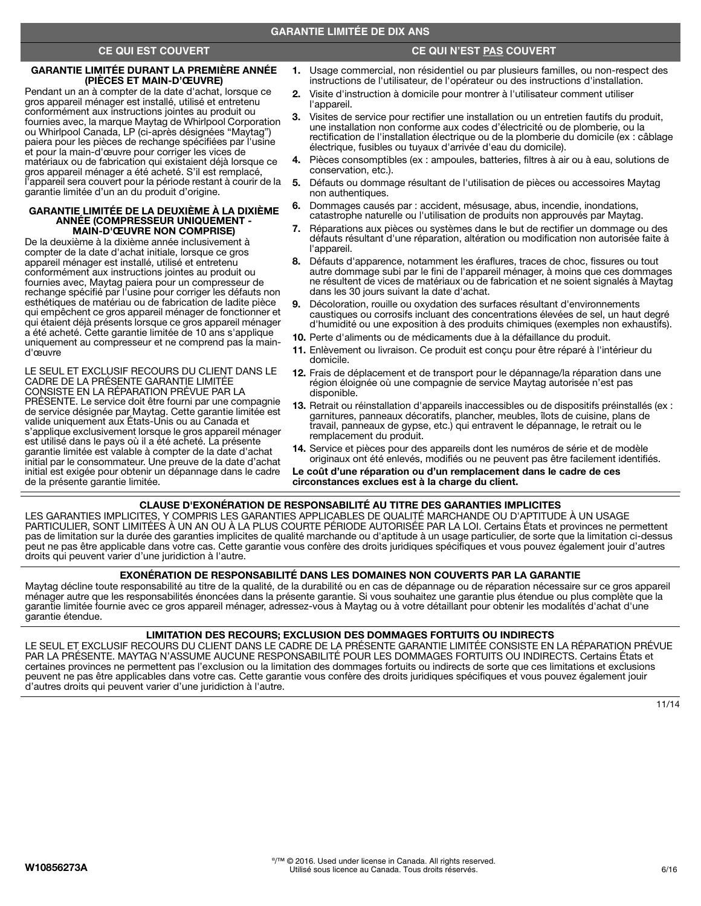## GARANTIE LIMITÉE DE DIX ANS

### CE QUI EST COUVERT

**GARANTIE LIMITÉE DURANT LA PREMIÈRE ANNÉE (PIÈCES ET MAIN-D'ŒUVRE)**

Pendant un an à compter de la date d'achat, lorsque ce gros appareil ménager est installé, utilisé et entretenu conformément aux instructions jointes au produit ou fournies avec, la marque Maytag de Whirlpool Corporation ou Whirlpool Canada, LP (ci-après désignées "Maytag") paiera pour les pièces de rechange spécifiées par l'usine et pour la main-d'œuvre pour corriger les vices de matériaux ou de fabrication qui existaient déjà lorsque ce gros appareil ménager a été acheté. S'il est remplacé, l'appareil sera couvert pour la période restant à courir de la garantie limitée d'un an du produit d'origine.

**GARANTIE LIMITÉE DE LA DEUXIÈME À LA DIXIÈME ANNÉE (COMPRESSEUR UNIQUEMENT - MAIN-D'ŒUVRE NON COMPRISE)**

De la deuxième à la dixième année inclusivement à compter de la date d'achat initiale, lorsque ce gros appareil ménager est installé, utilisé et entretenu conformément aux instructions jointes au produit ou fournies avec, Maytag paiera pour un compresseur de rechange spécifié par l'usine pour corriger les défauts non esthétiques de matériau ou de fabrication de ladite pièce qui empêchent ce gros appareil ménager de fonctionner et qui étaient déjà présents lorsque ce gros appareil ménager a été acheté. Cette garantie limitée de 10 ans s'applique uniquement au compresseur et ne comprend pas la main-d'œuvre

LE SEUL ET EXCLUSIF RECOURS DU CLIENT DANS LE CADRE DE LA PRÉSENTE GARANTIE LIMITÉE CONSISTE EN LA RÉPARATION PRÉVUE PAR LA PRÉSENTE. Le service doit être fourni par une compagnie de service désignée par Maytag. Cette garantie limitée est valide uniquement aux États-Unis ou au Canada et s'applique exclusivement lorsque le gros appareil ménager est utilisé dans le pays où il a été acheté. La présente garantie limitée est valable à compter de la date d'achat initial par le consommateur. Une preuve de la date d'achat initial est exigée pour obtenir un dépannage dans le cadre de la présente garantie limitée.

### CE QUI N'EST PAS COUVERT

1. Usage commercial, non résidentiel ou par plusieurs familles, ou non-respect des instructions de l'utilisateur, de l'opérateur ou des instructions d'installation.
2. Visite d'instruction à domicile pour montrer à l'utilisateur comment utiliser l'appareil.
3. Visites de service pour rectifier une installation ou un entretien fautifs du produit, une installation non conforme aux codes d'électricité ou de plomberie, ou la rectification de l'installation électrique ou de la plomberie du domicile (ex : câblage électrique, fusibles ou tuyaux d'arrivée d'eau du domicile).
4. Pièces consomptibles (ex : ampoules, batteries, filtres à air ou à eau, solutions de conservation, etc.).
5. Défauts ou dommage résultant de l'utilisation de pièces ou accessoires Maytag non authentiques.
6. Dommages causés par : accident, mésusage, abus, incendie, inondations, catastrophe naturelle ou l'utilisation de produits non approuvés par Maytag.
7. Réparations aux pièces ou systèmes dans le but de rectifier un dommage ou des défauts résultant d'une réparation, altération ou modification non autorisée faite à l'appareil.
8. Défauts d'apparence, notamment les éraflures, traces de choc, fissures ou tout autre dommage subi par le fini de l'appareil ménager, à moins que ces dommages ne résultent de vices de matériaux ou de fabrication et ne soient signalés à Maytag dans les 30 jours suivant la date d'achat.
9. Décoloration, rouille ou oxydation des surfaces résultant d'environnements caustiques ou corrosifs incluant des concentrations élevées de sel, un haut degré d'humidité ou une exposition à des produits chimiques (exemples non exhaustifs).
10. Perte d'aliments ou de médicaments due à la défaillance du produit.
11. Enlèvement ou livraison. Ce produit est conçu pour être réparé à l'intérieur du domicile.
12. Frais de déplacement et de transport pour le dépannage/la réparation dans une région éloignée où une compagnie de service Maytag autorisée n'est pas disponible.
13. Retrait ou réinstallation d'appareils inaccessibles ou de dispositifs préinstallés (ex : garnitures, panneaux décoratifs, plancher, meubles, îlots de cuisine, plans de travail, panneaux de gypse, etc.) qui entravent le dépannage, le retrait ou le remplacement du produit.
14. Service et pièces pour des appareils dont les numéros de série et de modèle originaux ont été enlevés, modifiés ou ne peuvent pas être facilement identifiés.

**Le coût d'une réparation ou d'un remplacement dans le cadre de ces circonstances exclues est à la charge du client.**

### CLAUSE D'EXONÉRATION DE RESPONSABILITÉ AU TITRE DES GARANTIES IMPLICITES

LES GARANTIES IMPLICITES, Y COMPRIS LES GARANTIES APPLICABLES DE QUALITÉ MARCHANDE OU D'APTITUDE À UN USAGE PARTICULIER, SONT LIMITÉES À UN AN OU À LA PLUS COURTE PÉRIODE AUTORISÉE PAR LA LOI. Certains États et provinces ne permettent pas de limitation sur la durée des garanties implicites de qualité marchande ou d'aptitude à un usage particulier, de sorte que la limitation ci-dessus peut ne pas être applicable dans votre cas. Cette garantie vous confère des droits juridiques spécifiques et vous pouvez également jouir d'autres droits qui peuvent varier d'une juridiction à l'autre.

### EXONÉRATION DE RESPONSABILITÉ DANS LES DOMAINES NON COUVERTS PAR LA GARANTIE

Maytag décline toute responsabilité au titre de la qualité, de la durabilité ou en cas de dépannage ou de réparation nécessaire sur ce gros appareil ménager autre que les responsabilités énoncées dans la présente garantie. Si vous souhaitez une garantie plus étendue ou plus complète que la garantie limitée fournie avec ce gros appareil ménager, adressez-vous à Maytag ou à votre détaillant pour obtenir les modalités d'achat d'une garantie étendue.

### LIMITATION DES RECOURS; EXCLUSION DES DOMMAGES FORTUITS OU INDIRECTS

LE SEUL ET EXCLUSIF RECOURS DU CLIENT DANS LE CADRE DE LA PRÉSENTE GARANTIE LIMITÉE CONSISTE EN LA RÉPARATION PRÉVUE PAR LA PRÉSENTE. MAYTAG N'ASSUME AUCUNE RESPONSABILITÉ POUR LES DOMMAGES FORTUITS OU INDIRECTS. Certains États et certaines provinces ne permettent pas l'exclusion ou la limitation des dommages fortuits ou indirects de sorte que ces limitations et exclusions peuvent ne pas être applicables dans votre cas. Cette garantie vous confère des droits juridiques spécifiques et vous pouvez également jouir d'autres droits qui peuvent varier d'une juridiction à l'autre.

11/14

W10856273A

®/™ © 2016. Used under license in Canada. All rights reserved.
Utilisé sous licence au Canada. Tous droits réservés.

6/16